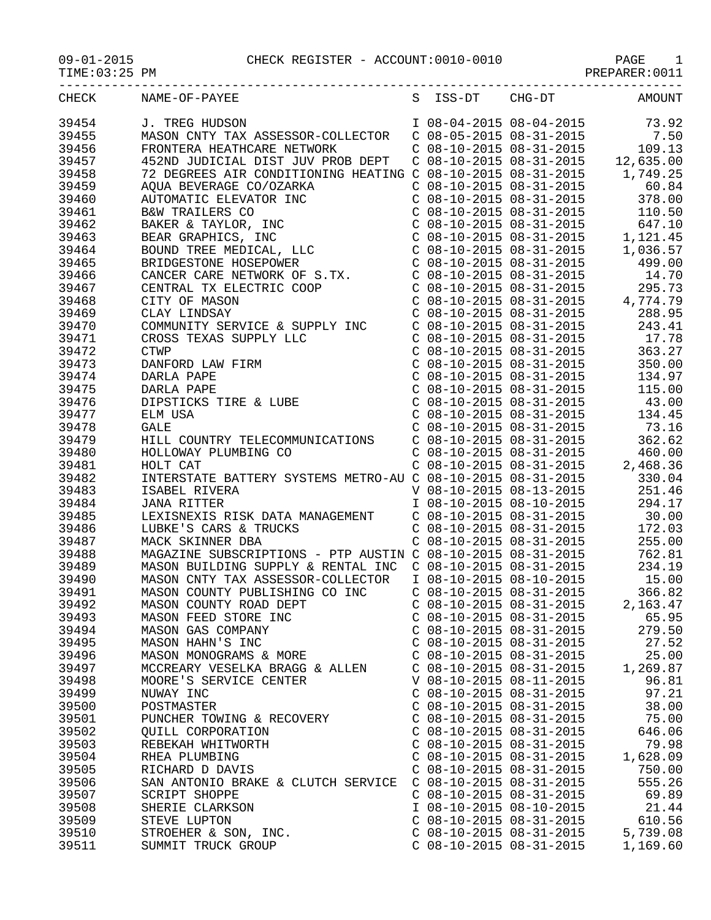09-01-2015 CHECK REGISTER - ACCOUNT:0010-0010

TIME:03:25 PM PREPARER:0011

| CHECK | NAME-OF-PAYEE | S | ISS-DT | CHG-DT | AMOUNT |
|---|---|---|---|---|---|
| 39454 | J. TREG HUDSON | I | 08-04-2015 | 08-04-2015 | 73.92 |
| 39455 | MASON CNTY TAX ASSESSOR-COLLECTOR | C | 08-05-2015 | 08-31-2015 | 7.50 |
| 39456 | FRONTERA HEATHCARE NETWORK | C | 08-10-2015 | 08-31-2015 | 109.13 |
| 39457 | 452ND JUDICIAL DIST JUV PROB DEPT | C | 08-10-2015 | 08-31-2015 | 12,635.00 |
| 39458 | 72 DEGREES AIR CONDITIONING HEATING | C | 08-10-2015 | 08-31-2015 | 1,749.25 |
| 39459 | AQUA BEVERAGE CO/OZARKA | C | 08-10-2015 | 08-31-2015 | 60.84 |
| 39460 | AUTOMATIC ELEVATOR INC | C | 08-10-2015 | 08-31-2015 | 378.00 |
| 39461 | B&W TRAILERS CO | C | 08-10-2015 | 08-31-2015 | 110.50 |
| 39462 | BAKER & TAYLOR, INC | C | 08-10-2015 | 08-31-2015 | 647.10 |
| 39463 | BEAR GRAPHICS, INC | C | 08-10-2015 | 08-31-2015 | 1,121.45 |
| 39464 | BOUND TREE MEDICAL, LLC | C | 08-10-2015 | 08-31-2015 | 1,036.57 |
| 39465 | BRIDGESTONE HOSEPOWER | C | 08-10-2015 | 08-31-2015 | 499.00 |
| 39466 | CANCER CARE NETWORK OF S.TX. | C | 08-10-2015 | 08-31-2015 | 14.70 |
| 39467 | CENTRAL TX ELECTRIC COOP | C | 08-10-2015 | 08-31-2015 | 295.73 |
| 39468 | CITY OF MASON | C | 08-10-2015 | 08-31-2015 | 4,774.79 |
| 39469 | CLAY LINDSAY | C | 08-10-2015 | 08-31-2015 | 288.95 |
| 39470 | COMMUNITY SERVICE & SUPPLY INC | C | 08-10-2015 | 08-31-2015 | 243.41 |
| 39471 | CROSS TEXAS SUPPLY LLC | C | 08-10-2015 | 08-31-2015 | 17.78 |
| 39472 | CTWP | C | 08-10-2015 | 08-31-2015 | 363.27 |
| 39473 | DANFORD LAW FIRM | C | 08-10-2015 | 08-31-2015 | 350.00 |
| 39474 | DARLA PAPE | C | 08-10-2015 | 08-31-2015 | 134.97 |
| 39475 | DARLA PAPE | C | 08-10-2015 | 08-31-2015 | 115.00 |
| 39476 | DIPSTICKS TIRE & LUBE | C | 08-10-2015 | 08-31-2015 | 43.00 |
| 39477 | ELM USA | C | 08-10-2015 | 08-31-2015 | 134.45 |
| 39478 | GALE | C | 08-10-2015 | 08-31-2015 | 73.16 |
| 39479 | HILL COUNTRY TELECOMMUNICATIONS | C | 08-10-2015 | 08-31-2015 | 362.62 |
| 39480 | HOLLOWAY PLUMBING CO | C | 08-10-2015 | 08-31-2015 | 460.00 |
| 39481 | HOLT CAT | C | 08-10-2015 | 08-31-2015 | 2,468.36 |
| 39482 | INTERSTATE BATTERY SYSTEMS METRO-AU | C | 08-10-2015 | 08-31-2015 | 330.04 |
| 39483 | ISABEL RIVERA | V | 08-10-2015 | 08-13-2015 | 251.46 |
| 39484 | JANA RITTER | I | 08-10-2015 | 08-10-2015 | 294.17 |
| 39485 | LEXISNEXIS RISK DATA MANAGEMENT | C | 08-10-2015 | 08-31-2015 | 30.00 |
| 39486 | LUBKE'S CARS & TRUCKS | C | 08-10-2015 | 08-31-2015 | 172.03 |
| 39487 | MACK SKINNER DBA | C | 08-10-2015 | 08-31-2015 | 255.00 |
| 39488 | MAGAZINE SUBSCRIPTIONS - PTP AUSTIN | C | 08-10-2015 | 08-31-2015 | 762.81 |
| 39489 | MASON BUILDING SUPPLY & RENTAL INC | C | 08-10-2015 | 08-31-2015 | 234.19 |
| 39490 | MASON CNTY TAX ASSESSOR-COLLECTOR | I | 08-10-2015 | 08-10-2015 | 15.00 |
| 39491 | MASON COUNTY PUBLISHING CO INC | C | 08-10-2015 | 08-31-2015 | 366.82 |
| 39492 | MASON COUNTY ROAD DEPT | C | 08-10-2015 | 08-31-2015 | 2,163.47 |
| 39493 | MASON FEED STORE INC | C | 08-10-2015 | 08-31-2015 | 65.95 |
| 39494 | MASON GAS COMPANY | C | 08-10-2015 | 08-31-2015 | 279.50 |
| 39495 | MASON HAHN'S INC | C | 08-10-2015 | 08-31-2015 | 27.52 |
| 39496 | MASON MONOGRAMS & MORE | C | 08-10-2015 | 08-31-2015 | 25.00 |
| 39497 | MCCREARY VESELKA BRAGG & ALLEN | C | 08-10-2015 | 08-31-2015 | 1,269.87 |
| 39498 | MOORE'S SERVICE CENTER | V | 08-10-2015 | 08-11-2015 | 96.81 |
| 39499 | NUWAY INC | C | 08-10-2015 | 08-31-2015 | 97.21 |
| 39500 | POSTMASTER | C | 08-10-2015 | 08-31-2015 | 38.00 |
| 39501 | PUNCHER TOWING & RECOVERY | C | 08-10-2015 | 08-31-2015 | 75.00 |
| 39502 | QUILL CORPORATION | C | 08-10-2015 | 08-31-2015 | 646.06 |
| 39503 | REBEKAH WHITWORTH | C | 08-10-2015 | 08-31-2015 | 79.98 |
| 39504 | RHEA PLUMBING | C | 08-10-2015 | 08-31-2015 | 1,628.09 |
| 39505 | RICHARD D DAVIS | C | 08-10-2015 | 08-31-2015 | 750.00 |
| 39506 | SAN ANTONIO BRAKE & CLUTCH SERVICE | C | 08-10-2015 | 08-31-2015 | 555.26 |
| 39507 | SCRIPT SHOPPE | C | 08-10-2015 | 08-31-2015 | 69.89 |
| 39508 | SHERIE CLARKSON | I | 08-10-2015 | 08-10-2015 | 21.44 |
| 39509 | STEVE LUPTON | C | 08-10-2015 | 08-31-2015 | 610.56 |
| 39510 | STROEHER & SON, INC. | C | 08-10-2015 | 08-31-2015 | 5,739.08 |
| 39511 | SUMMIT TRUCK GROUP | C | 08-10-2015 | 08-31-2015 | 1,169.60 |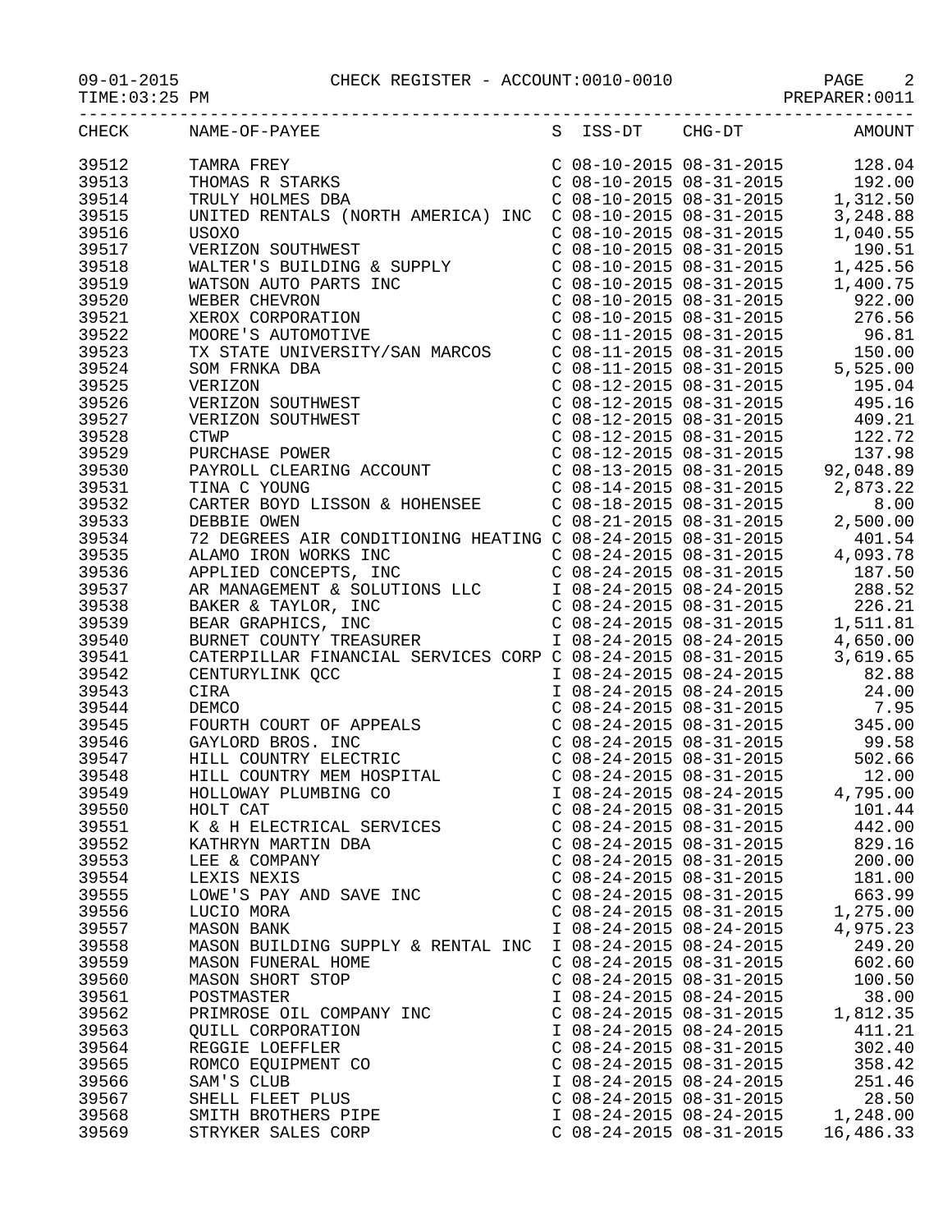CHECK REGISTER - ACCOUNT:0010-0010

| CHECK | NAME-OF-PAYEE | S | ISS-DT | CHG-DT | AMOUNT |
|---|---|---|---|---|---|
| 39512 | TAMRA FREY | C | 08-10-2015 | 08-31-2015 | 128.04 |
| 39513 | THOMAS R STARKS | C | 08-10-2015 | 08-31-2015 | 192.00 |
| 39514 | TRULY HOLMES DBA | C | 08-10-2015 | 08-31-2015 | 1,312.50 |
| 39515 | UNITED RENTALS (NORTH AMERICA) INC | C | 08-10-2015 | 08-31-2015 | 3,248.88 |
| 39516 | USOXO | C | 08-10-2015 | 08-31-2015 | 1,040.55 |
| 39517 | VERIZON SOUTHWEST | C | 08-10-2015 | 08-31-2015 | 190.51 |
| 39518 | WALTER'S BUILDING & SUPPLY | C | 08-10-2015 | 08-31-2015 | 1,425.56 |
| 39519 | WATSON AUTO PARTS INC | C | 08-10-2015 | 08-31-2015 | 1,400.75 |
| 39520 | WEBER CHEVRON | C | 08-10-2015 | 08-31-2015 | 922.00 |
| 39521 | XEROX CORPORATION | C | 08-10-2015 | 08-31-2015 | 276.56 |
| 39522 | MOORE'S AUTOMOTIVE | C | 08-11-2015 | 08-31-2015 | 96.81 |
| 39523 | TX STATE UNIVERSITY/SAN MARCOS | C | 08-11-2015 | 08-31-2015 | 150.00 |
| 39524 | SOM FRNKA DBA | C | 08-11-2015 | 08-31-2015 | 5,525.00 |
| 39525 | VERIZON | C | 08-12-2015 | 08-31-2015 | 195.04 |
| 39526 | VERIZON SOUTHWEST | C | 08-12-2015 | 08-31-2015 | 495.16 |
| 39527 | VERIZON SOUTHWEST | C | 08-12-2015 | 08-31-2015 | 409.21 |
| 39528 | CTWP | C | 08-12-2015 | 08-31-2015 | 122.72 |
| 39529 | PURCHASE POWER | C | 08-12-2015 | 08-31-2015 | 137.98 |
| 39530 | PAYROLL CLEARING ACCOUNT | C | 08-13-2015 | 08-31-2015 | 92,048.89 |
| 39531 | TINA C YOUNG | C | 08-14-2015 | 08-31-2015 | 2,873.22 |
| 39532 | CARTER BOYD LISSON & HOHENSEE | C | 08-18-2015 | 08-31-2015 | 8.00 |
| 39533 | DEBBIE OWEN | C | 08-21-2015 | 08-31-2015 | 2,500.00 |
| 39534 | 72 DEGREES AIR CONDITIONING HEATING | C | 08-24-2015 | 08-31-2015 | 401.54 |
| 39535 | ALAMO IRON WORKS INC | C | 08-24-2015 | 08-31-2015 | 4,093.78 |
| 39536 | APPLIED CONCEPTS, INC | C | 08-24-2015 | 08-31-2015 | 187.50 |
| 39537 | AR MANAGEMENT & SOLUTIONS LLC | I | 08-24-2015 | 08-24-2015 | 288.52 |
| 39538 | BAKER & TAYLOR, INC | C | 08-24-2015 | 08-31-2015 | 226.21 |
| 39539 | BEAR GRAPHICS, INC | C | 08-24-2015 | 08-31-2015 | 1,511.81 |
| 39540 | BURNET COUNTY TREASURER | I | 08-24-2015 | 08-24-2015 | 4,650.00 |
| 39541 | CATERPILLAR FINANCIAL SERVICES CORP | C | 08-24-2015 | 08-31-2015 | 3,619.65 |
| 39542 | CENTURYLINK QCC | I | 08-24-2015 | 08-24-2015 | 82.88 |
| 39543 | CIRA | I | 08-24-2015 | 08-24-2015 | 24.00 |
| 39544 | DEMCO | C | 08-24-2015 | 08-31-2015 | 7.95 |
| 39545 | FOURTH COURT OF APPEALS | C | 08-24-2015 | 08-31-2015 | 345.00 |
| 39546 | GAYLORD BROS. INC | C | 08-24-2015 | 08-31-2015 | 99.58 |
| 39547 | HILL COUNTRY ELECTRIC | C | 08-24-2015 | 08-31-2015 | 502.66 |
| 39548 | HILL COUNTRY MEM HOSPITAL | C | 08-24-2015 | 08-31-2015 | 12.00 |
| 39549 | HOLLOWAY PLUMBING CO | I | 08-24-2015 | 08-24-2015 | 4,795.00 |
| 39550 | HOLT CAT | C | 08-24-2015 | 08-31-2015 | 101.44 |
| 39551 | K & H ELECTRICAL SERVICES | C | 08-24-2015 | 08-31-2015 | 442.00 |
| 39552 | KATHRYN MARTIN DBA | C | 08-24-2015 | 08-31-2015 | 829.16 |
| 39553 | LEE & COMPANY | C | 08-24-2015 | 08-31-2015 | 200.00 |
| 39554 | LEXIS NEXIS | C | 08-24-2015 | 08-31-2015 | 181.00 |
| 39555 | LOWE'S PAY AND SAVE INC | C | 08-24-2015 | 08-31-2015 | 663.99 |
| 39556 | LUCIO MORA | C | 08-24-2015 | 08-31-2015 | 1,275.00 |
| 39557 | MASON BANK | I | 08-24-2015 | 08-24-2015 | 4,975.23 |
| 39558 | MASON BUILDING SUPPLY & RENTAL INC | I | 08-24-2015 | 08-24-2015 | 249.20 |
| 39559 | MASON FUNERAL HOME | C | 08-24-2015 | 08-31-2015 | 602.60 |
| 39560 | MASON SHORT STOP | C | 08-24-2015 | 08-31-2015 | 100.50 |
| 39561 | POSTMASTER | I | 08-24-2015 | 08-24-2015 | 38.00 |
| 39562 | PRIMROSE OIL COMPANY INC | C | 08-24-2015 | 08-31-2015 | 1,812.35 |
| 39563 | QUILL CORPORATION | I | 08-24-2015 | 08-24-2015 | 411.21 |
| 39564 | REGGIE LOEFFLER | C | 08-24-2015 | 08-31-2015 | 302.40 |
| 39565 | ROMCO EQUIPMENT CO | C | 08-24-2015 | 08-31-2015 | 358.42 |
| 39566 | SAM'S CLUB | I | 08-24-2015 | 08-24-2015 | 251.46 |
| 39567 | SHELL FLEET PLUS | C | 08-24-2015 | 08-31-2015 | 28.50 |
| 39568 | SMITH BROTHERS PIPE | I | 08-24-2015 | 08-24-2015 | 1,248.00 |
| 39569 | STRYKER SALES CORP | C | 08-24-2015 | 08-31-2015 | 16,486.33 |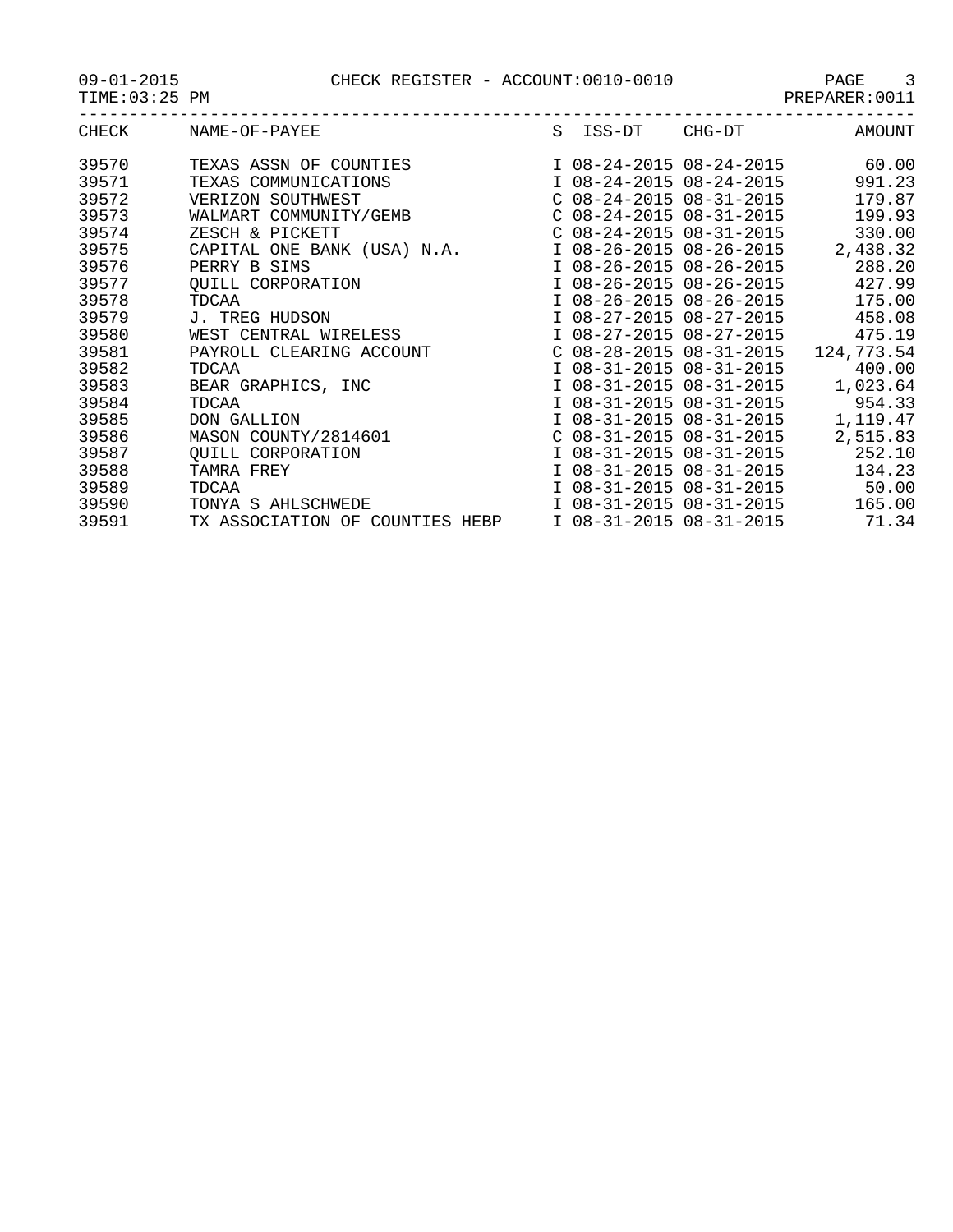09-01-2015 CHECK REGISTER - ACCOUNT:0010-0010

TIME:03:25 PM PREPARER:0011

| CHECK | NAME-OF-PAYEE | S | ISS-DT | CHG-DT | AMOUNT |
|---|---|---|---|---|---|
| 39570 | TEXAS ASSN OF COUNTIES | I | 08-24-2015 | 08-24-2015 | 60.00 |
| 39571 | TEXAS COMMUNICATIONS | I | 08-24-2015 | 08-24-2015 | 991.23 |
| 39572 | VERIZON SOUTHWEST | C | 08-24-2015 | 08-31-2015 | 179.87 |
| 39573 | WALMART COMMUNITY/GEMB | C | 08-24-2015 | 08-31-2015 | 199.93 |
| 39574 | ZESCH & PICKETT | C | 08-24-2015 | 08-31-2015 | 330.00 |
| 39575 | CAPITAL ONE BANK (USA) N.A. | I | 08-26-2015 | 08-26-2015 | 2,438.32 |
| 39576 | PERRY B SIMS | I | 08-26-2015 | 08-26-2015 | 288.20 |
| 39577 | QUILL CORPORATION | I | 08-26-2015 | 08-26-2015 | 427.99 |
| 39578 | TDCAA | I | 08-26-2015 | 08-26-2015 | 175.00 |
| 39579 | J. TREG HUDSON | I | 08-27-2015 | 08-27-2015 | 458.08 |
| 39580 | WEST CENTRAL WIRELESS | I | 08-27-2015 | 08-27-2015 | 475.19 |
| 39581 | PAYROLL CLEARING ACCOUNT | C | 08-28-2015 | 08-31-2015 | 124,773.54 |
| 39582 | TDCAA | I | 08-31-2015 | 08-31-2015 | 400.00 |
| 39583 | BEAR GRAPHICS, INC | I | 08-31-2015 | 08-31-2015 | 1,023.64 |
| 39584 | TDCAA | I | 08-31-2015 | 08-31-2015 | 954.33 |
| 39585 | DON GALLION | I | 08-31-2015 | 08-31-2015 | 1,119.47 |
| 39586 | MASON COUNTY/2814601 | C | 08-31-2015 | 08-31-2015 | 2,515.83 |
| 39587 | QUILL CORPORATION | I | 08-31-2015 | 08-31-2015 | 252.10 |
| 39588 | TAMRA FREY | I | 08-31-2015 | 08-31-2015 | 134.23 |
| 39589 | TDCAA | I | 08-31-2015 | 08-31-2015 | 50.00 |
| 39590 | TONYA S AHLSCHWEDE | I | 08-31-2015 | 08-31-2015 | 165.00 |
| 39591 | TX ASSOCIATION OF COUNTIES HEBP | I | 08-31-2015 | 08-31-2015 | 71.34 |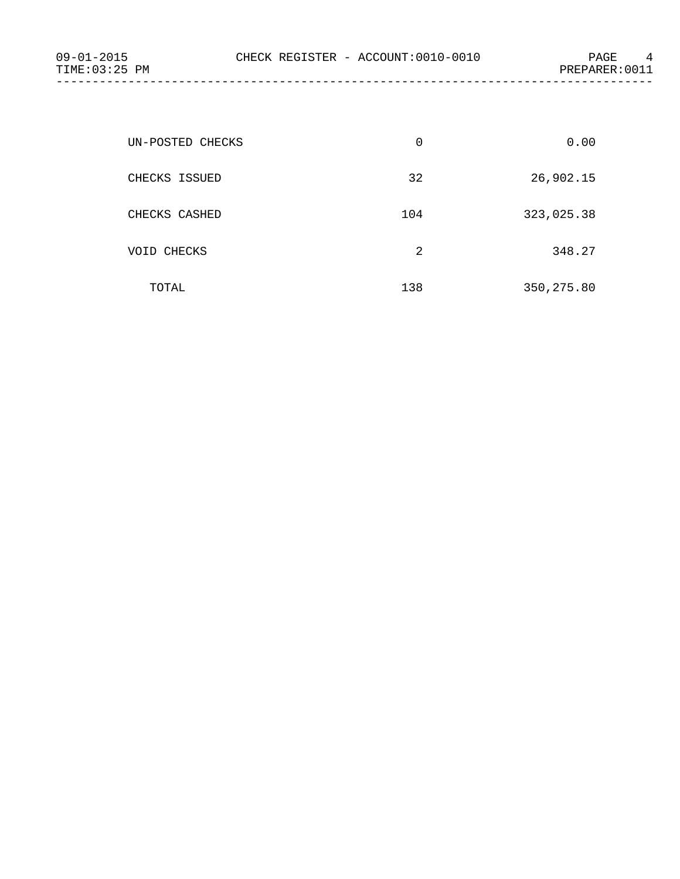| | | |
|---|---|---|
| UN-POSTED CHECKS | 0 | 0.00 |
| CHECKS ISSUED | 32 | 26,902.15 |
| CHECKS CASHED | 104 | 323,025.38 |
| VOID CHECKS | 2 | 348.27 |
| TOTAL | 138 | 350,275.80 |